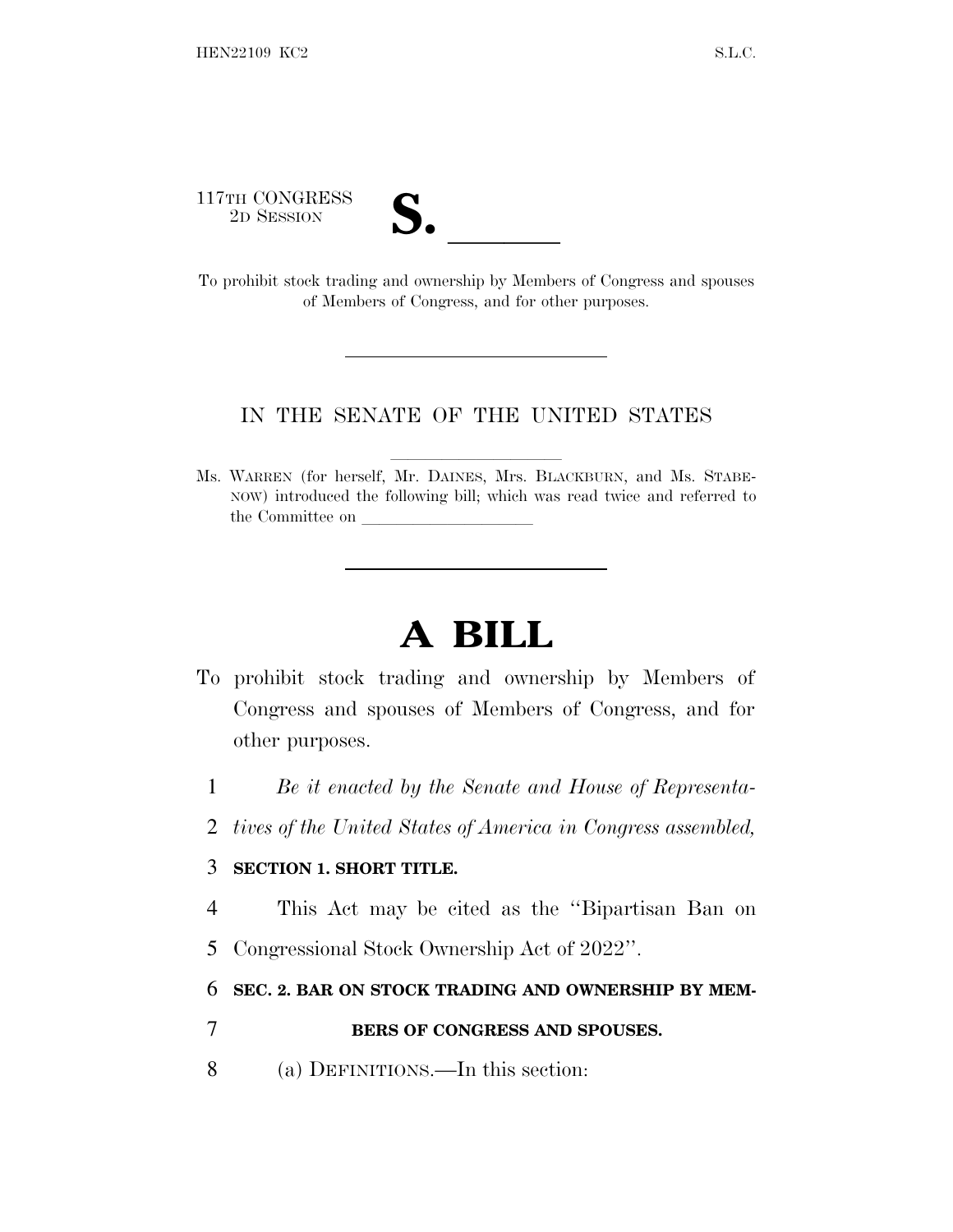117TH CONGRESS
2D SESSION

**S. \_\_\_\_\_\_**

To prohibit stock trading and ownership by Members of Congress and spouses of Members of Congress, and for other purposes.

---

IN THE SENATE OF THE UNITED STATES

Ms. WARREN (for herself, Mr. DAINES, Mrs. BLACKBURN, and Ms. STABENOW) introduced the following bill; which was read twice and referred to the Committee on \_\_\_\_\_\_\_\_\_\_\_\_\_\_\_\_\_\_\_\_

---

# A BILL

To prohibit stock trading and ownership by Members of Congress and spouses of Members of Congress, and for other purposes.

*Be it enacted by the Senate and House of Representatives of the United States of America in Congress assembled,*

**SECTION 1. SHORT TITLE.**

This Act may be cited as the "Bipartisan Ban on Congressional Stock Ownership Act of 2022".

**SEC. 2. BAR ON STOCK TRADING AND OWNERSHIP BY MEMBERS OF CONGRESS AND SPOUSES.**

(a) DEFINITIONS.—In this section: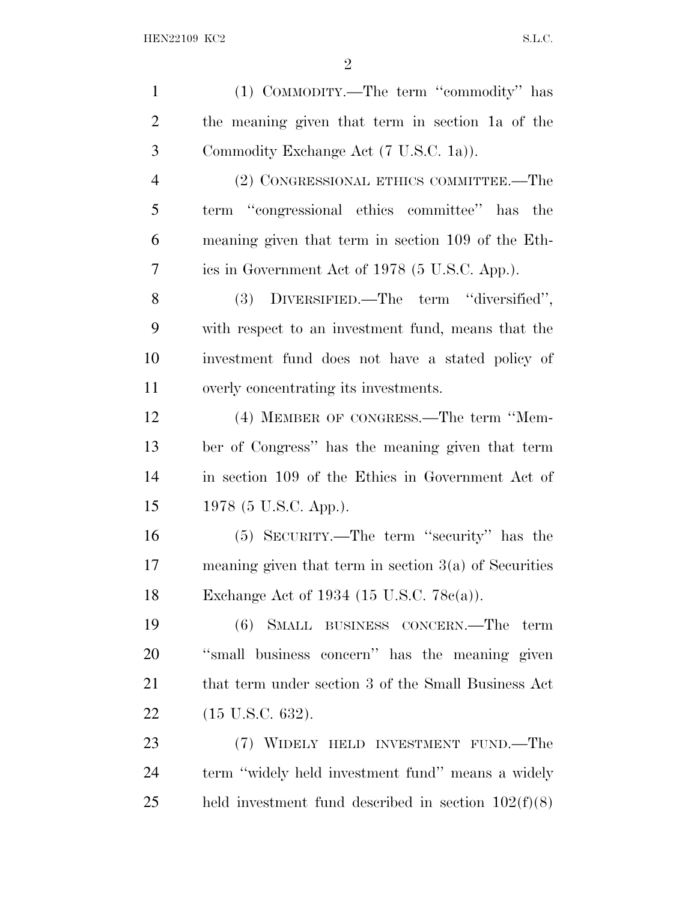(1) COMMODITY.—The term ''commodity'' has the meaning given that term in section 1a of the Commodity Exchange Act (7 U.S.C. 1a)).

(2) CONGRESSIONAL ETHICS COMMITTEE.—The term ''congressional ethics committee'' has the meaning given that term in section 109 of the Ethics in Government Act of 1978 (5 U.S.C. App.).

(3) DIVERSIFIED.—The term ''diversified'', with respect to an investment fund, means that the investment fund does not have a stated policy of overly concentrating its investments.

(4) MEMBER OF CONGRESS.—The term ''Member of Congress'' has the meaning given that term in section 109 of the Ethics in Government Act of 1978 (5 U.S.C. App.).

(5) SECURITY.—The term ''security'' has the meaning given that term in section 3(a) of Securities Exchange Act of 1934 (15 U.S.C. 78c(a)).

(6) SMALL BUSINESS CONCERN.—The term ''small business concern'' has the meaning given that term under section 3 of the Small Business Act (15 U.S.C. 632).

(7) WIDELY HELD INVESTMENT FUND.—The term ''widely held investment fund'' means a widely held investment fund described in section 102(f)(8)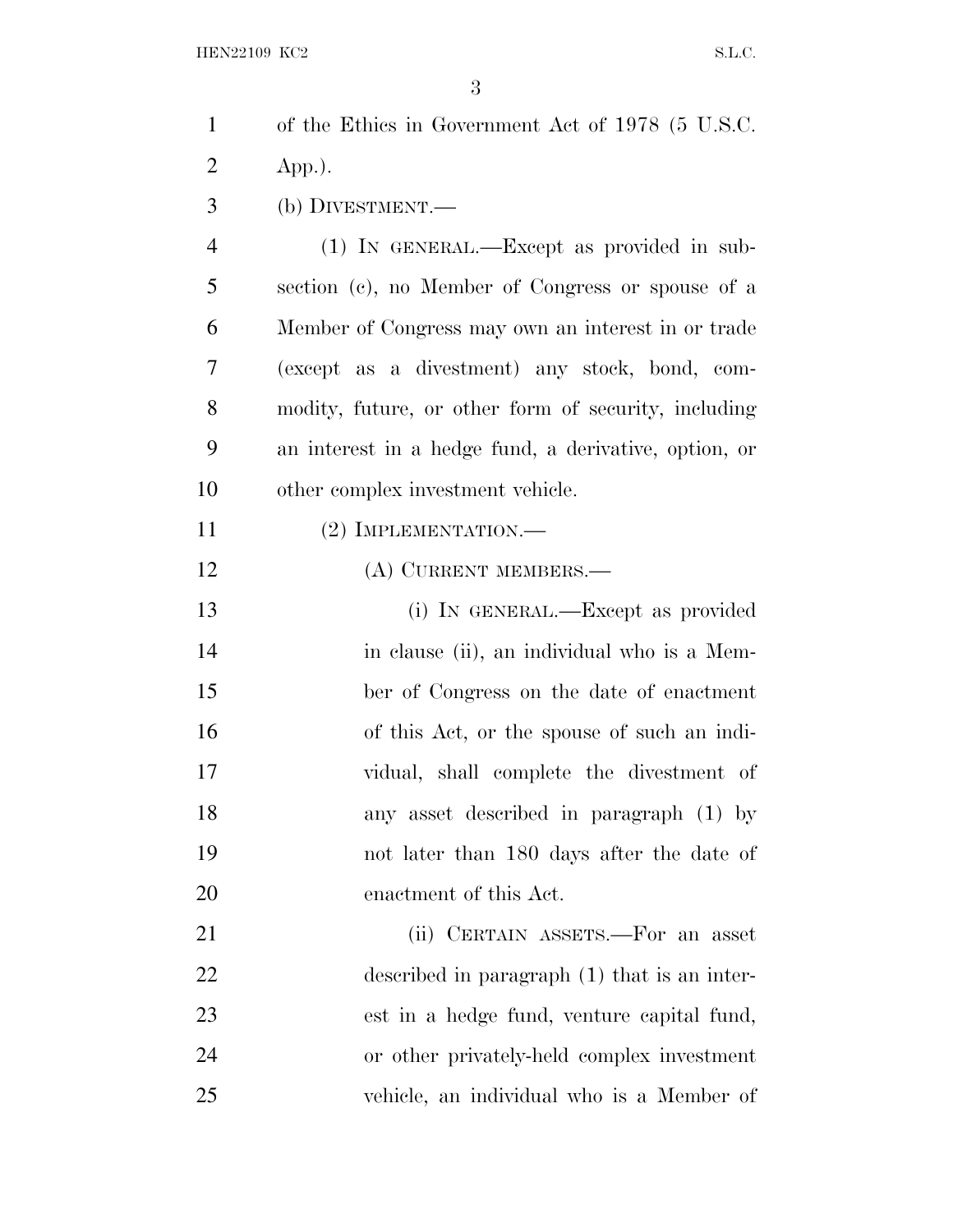of the Ethics in Government Act of 1978 (5 U.S.C. App.).

(b) DIVESTMENT.—

(1) IN GENERAL.—Except as provided in subsection (c), no Member of Congress or spouse of a Member of Congress may own an interest in or trade (except as a divestment) any stock, bond, commodity, future, or other form of security, including an interest in a hedge fund, a derivative, option, or other complex investment vehicle.

(2) IMPLEMENTATION.—

(A) CURRENT MEMBERS.—

(i) IN GENERAL.—Except as provided in clause (ii), an individual who is a Member of Congress on the date of enactment of this Act, or the spouse of such an individual, shall complete the divestment of any asset described in paragraph (1) by not later than 180 days after the date of enactment of this Act.

(ii) CERTAIN ASSETS.—For an asset described in paragraph (1) that is an interest in a hedge fund, venture capital fund, or other privately-held complex investment vehicle, an individual who is a Member of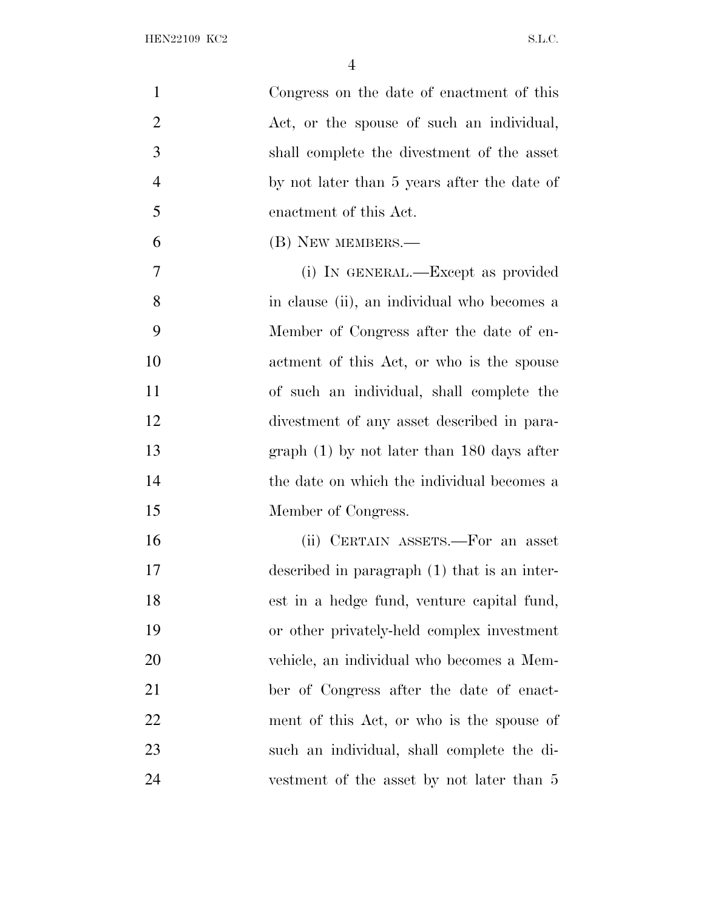Congress on the date of enactment of this Act, or the spouse of such an individual, shall complete the divestment of the asset by not later than 5 years after the date of enactment of this Act.

(B) NEW MEMBERS.—

(i) IN GENERAL.—Except as provided in clause (ii), an individual who becomes a Member of Congress after the date of enactment of this Act, or who is the spouse of such an individual, shall complete the divestment of any asset described in paragraph (1) by not later than 180 days after the date on which the individual becomes a Member of Congress.

(ii) CERTAIN ASSETS.—For an asset described in paragraph (1) that is an interest in a hedge fund, venture capital fund, or other privately-held complex investment vehicle, an individual who becomes a Member of Congress after the date of enactment of this Act, or who is the spouse of such an individual, shall complete the divestment of the asset by not later than 5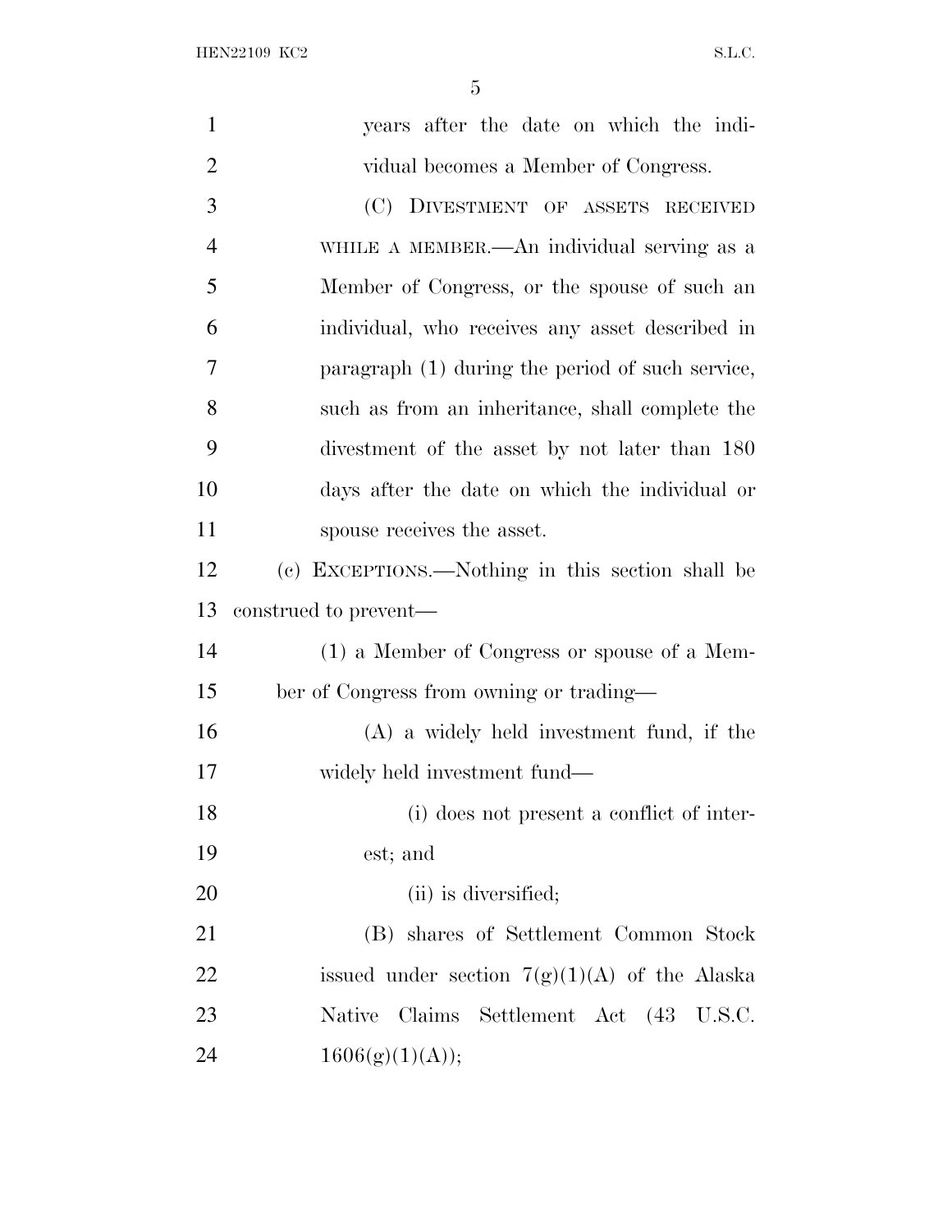years after the date on which the individual becomes a Member of Congress.

(C) DIVESTMENT OF ASSETS RECEIVED WHILE A MEMBER.—An individual serving as a Member of Congress, or the spouse of such an individual, who receives any asset described in paragraph (1) during the period of such service, such as from an inheritance, shall complete the divestment of the asset by not later than 180 days after the date on which the individual or spouse receives the asset.

(c) EXCEPTIONS.—Nothing in this section shall be construed to prevent—

(1) a Member of Congress or spouse of a Member of Congress from owning or trading—

(A) a widely held investment fund, if the widely held investment fund—

(i) does not present a conflict of interest; and

(ii) is diversified;

(B) shares of Settlement Common Stock issued under section 7(g)(1)(A) of the Alaska Native Claims Settlement Act (43 U.S.C. 1606(g)(1)(A));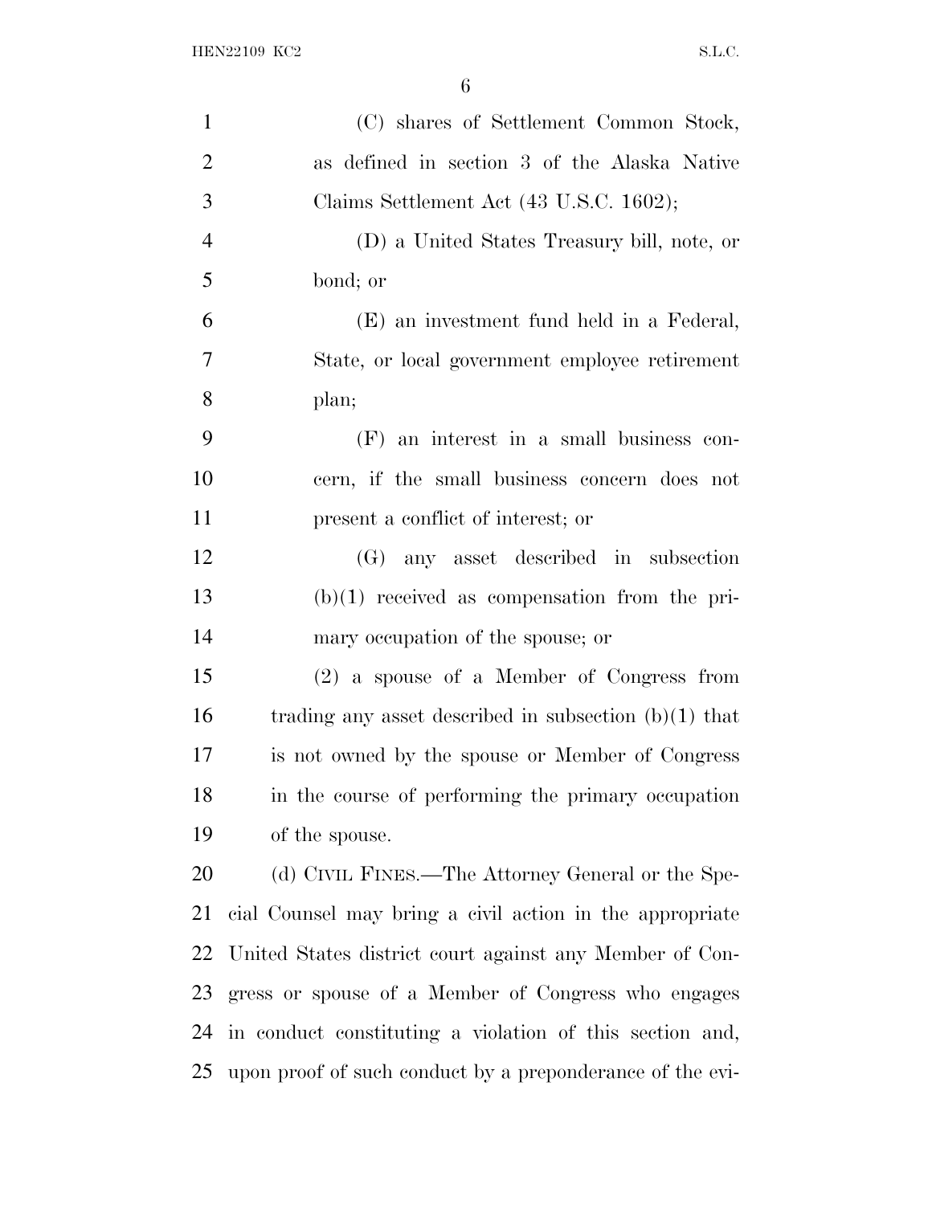(C) shares of Settlement Common Stock, as defined in section 3 of the Alaska Native Claims Settlement Act (43 U.S.C. 1602);

(D) a United States Treasury bill, note, or bond; or

(E) an investment fund held in a Federal, State, or local government employee retirement plan;

(F) an interest in a small business concern, if the small business concern does not present a conflict of interest; or

(G) any asset described in subsection (b)(1) received as compensation from the primary occupation of the spouse; or

(2) a spouse of a Member of Congress from trading any asset described in subsection (b)(1) that is not owned by the spouse or Member of Congress in the course of performing the primary occupation of the spouse.

(d) CIVIL FINES.—The Attorney General or the Special Counsel may bring a civil action in the appropriate United States district court against any Member of Congress or spouse of a Member of Congress who engages in conduct constituting a violation of this section and, upon proof of such conduct by a preponderance of the evi-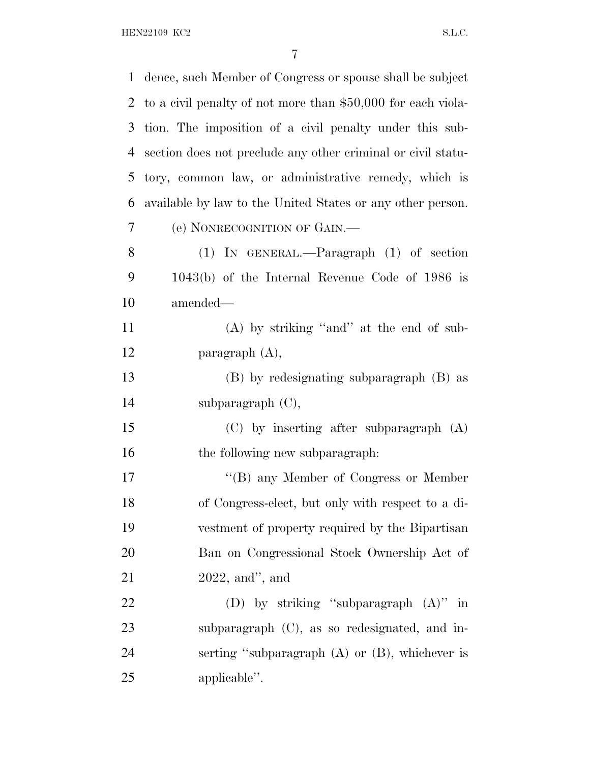dence, such Member of Congress or spouse shall be subject to a civil penalty of not more than $50,000 for each violation. The imposition of a civil penalty under this subsection does not preclude any other criminal or civil statutory, common law, or administrative remedy, which is available by law to the United States or any other person.

(e) NONRECOGNITION OF GAIN.—

(1) IN GENERAL.—Paragraph (1) of section 1043(b) of the Internal Revenue Code of 1986 is amended—

(A) by striking ''and'' at the end of subparagraph (A),

(B) by redesignating subparagraph (B) as subparagraph (C),

(C) by inserting after subparagraph (A) the following new subparagraph:

''(B) any Member of Congress or Member of Congress-elect, but only with respect to a divestment of property required by the Bipartisan Ban on Congressional Stock Ownership Act of 2022, and'', and

(D) by striking ''subparagraph (A)'' in subparagraph (C), as so redesignated, and inserting ''subparagraph (A) or (B), whichever is applicable''.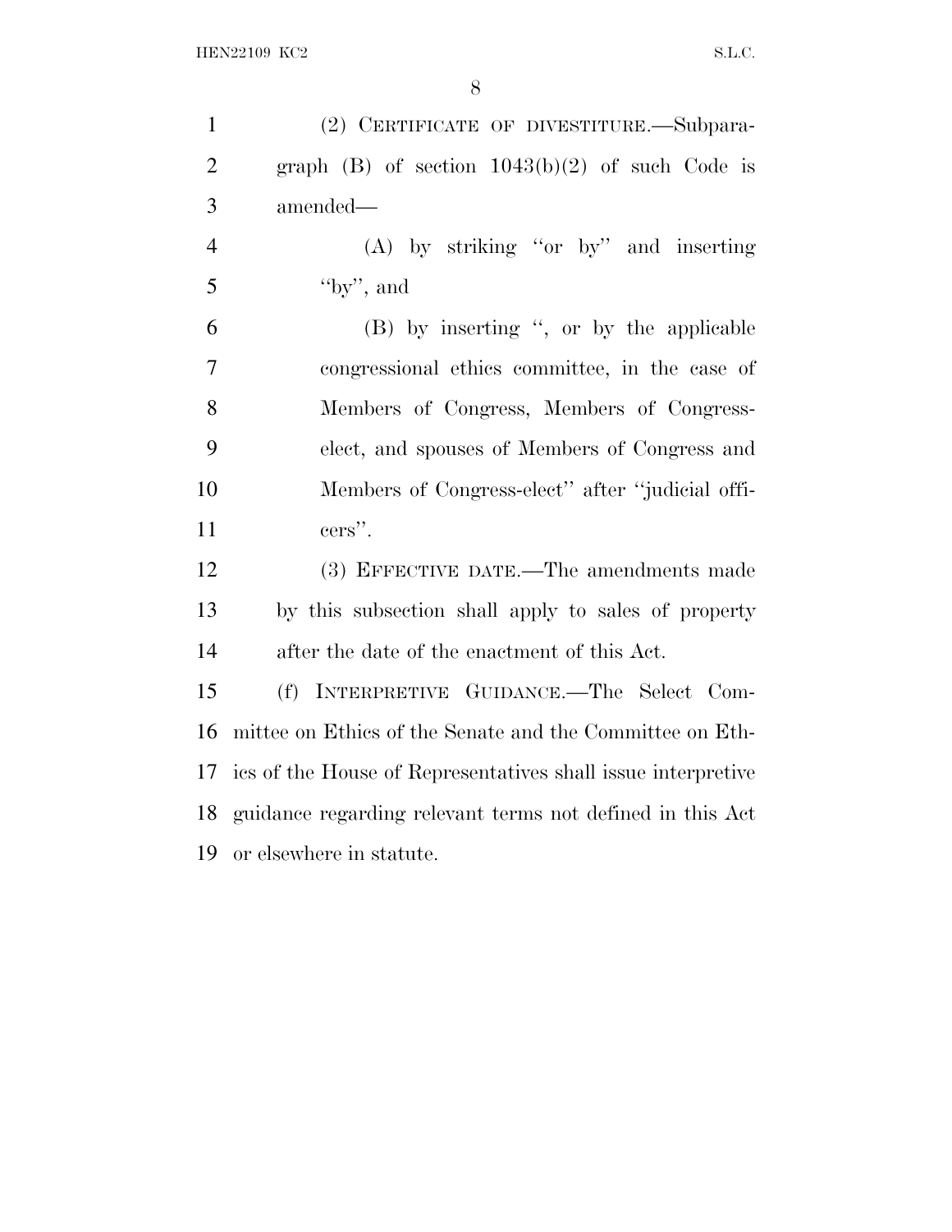(2) CERTIFICATE OF DIVESTITURE.—Subparagraph (B) of section 1043(b)(2) of such Code is amended—

(A) by striking "or by" and inserting "by", and

(B) by inserting ", or by the applicable congressional ethics committee, in the case of Members of Congress, Members of Congress-elect, and spouses of Members of Congress and Members of Congress-elect" after "judicial officers".

(3) EFFECTIVE DATE.—The amendments made by this subsection shall apply to sales of property after the date of the enactment of this Act.

(f) INTERPRETIVE GUIDANCE.—The Select Committee on Ethics of the Senate and the Committee on Ethics of the House of Representatives shall issue interpretive guidance regarding relevant terms not defined in this Act or elsewhere in statute.